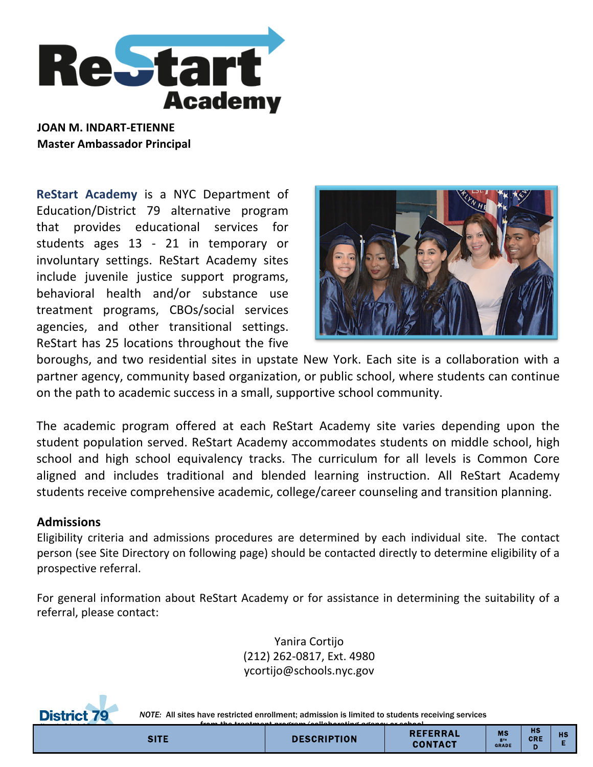# ReStart Academy

**JOAN M. INDART-ETIENNE**
**Master Ambassador Principal**

**ReStart Academy** is a NYC Department of Education/District 79 alternative program that provides educational services for students ages 13 - 21 in temporary or involuntary settings. ReStart Academy sites include juvenile justice support programs, behavioral health and/or substance use treatment programs, CBOs/social services agencies, and other transitional settings. ReStart has 25 locations throughout the five boroughs, and two residential sites in upstate New York. Each site is a collaboration with a partner agency, community based organization, or public school, where students can continue on the path to academic success in a small, supportive school community.

The academic program offered at each ReStart Academy site varies depending upon the student population served. ReStart Academy accommodates students on middle school, high school and high school equivalency tracks. The curriculum for all levels is Common Core aligned and includes traditional and blended learning instruction. All ReStart Academy students receive comprehensive academic, college/career counseling and transition planning.

## Admissions

Eligibility criteria and admissions procedures are determined by each individual site. The contact person (see Site Directory on following page) should be contacted directly to determine eligibility of a prospective referral.

For general information about ReStart Academy or for assistance in determining the suitability of a referral, please contact:

Yanira Cortijo
(212) 262-0817, Ext. 4980
ycortijo@schools.nyc.gov

District 79

*NOTE:* All sites have restricted enrollment; admission is limited to students receiving services from the treatment program/collaborating agency or school.

| SITE | DESCRIPTION | REFERRAL CONTACT | MS 8TH GRADE | HS CRED | HSE |
|---|---|---|---|---|---|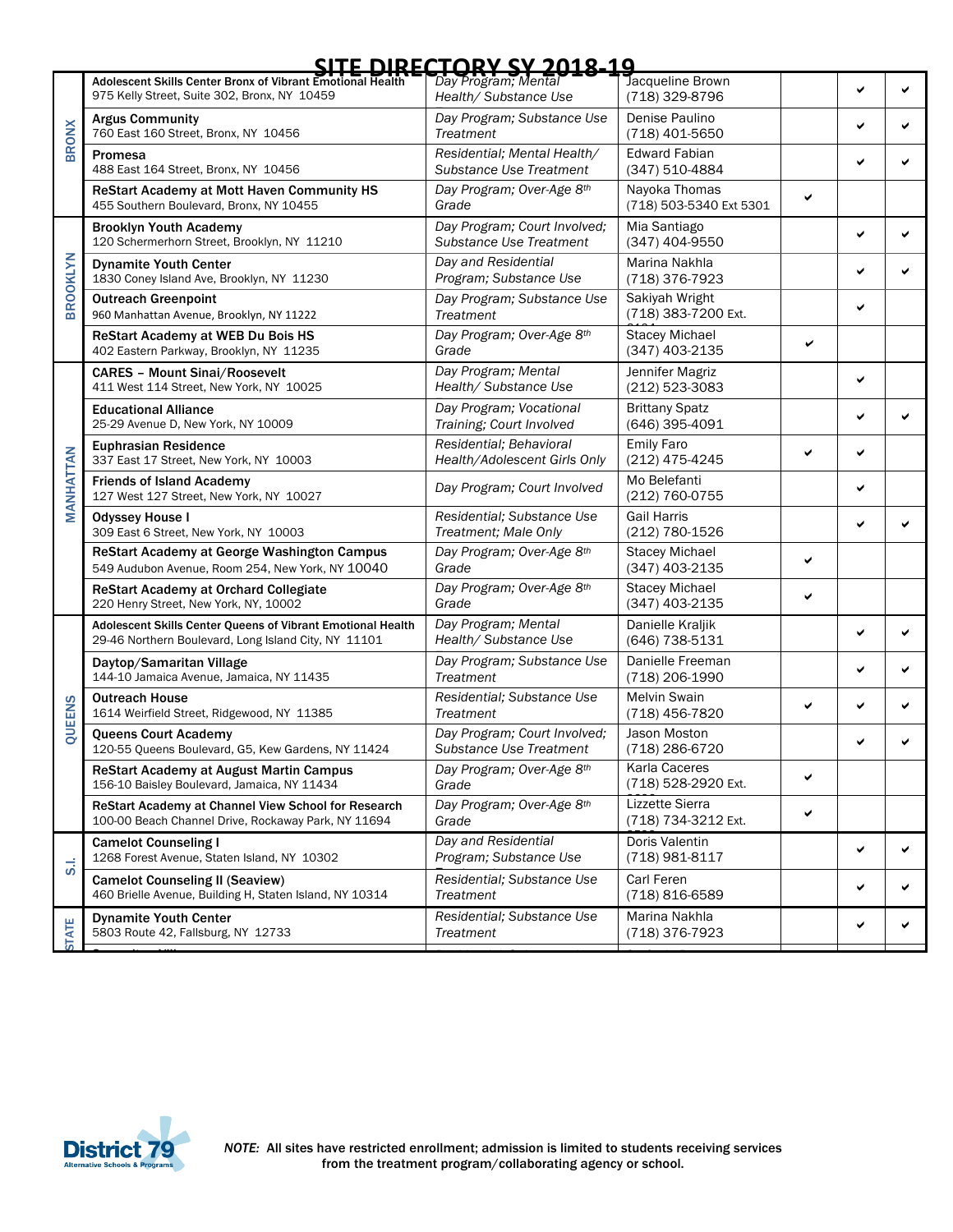# SITE DIRECTORY SY 2018-19

| | | | | | | |
|---|---|---|---|---|---|---|
| BRONX | **Adolescent Skills Center Bronx of Vibrant Emotional Health**<br>975 Kelly Street, Suite 302, Bronx, NY 10459 | *Day Program; Mental Health/ Substance Use* | Jacqueline Brown<br>(718) 329-8796 | | ✔ | ✔ |
| BRONX | **Argus Community**<br>760 East 160 Street, Bronx, NY 10456 | *Day Program; Substance Use Treatment* | Denise Paulino<br>(718) 401-5650 | | ✔ | ✔ |
| BRONX | **Promesa**<br>488 East 164 Street, Bronx, NY 10456 | *Residential; Mental Health/ Substance Use Treatment* | Edward Fabian<br>(347) 510-4884 | | ✔ | ✔ |
| BRONX | **ReStart Academy at Mott Haven Community HS**<br>455 Southern Boulevard, Bronx, NY 10455 | *Day Program; Over-Age 8th Grade* | Nayoka Thomas<br>(718) 503-5340 Ext 5301 | ✔ | | |
| BROOKLYN | **Brooklyn Youth Academy**<br>120 Schermerhorn Street, Brooklyn, NY 11210 | *Day Program; Court Involved; Substance Use Treatment* | Mia Santiago<br>(347) 404-9550 | | ✔ | ✔ |
| BROOKLYN | **Dynamite Youth Center**<br>1830 Coney Island Ave, Brooklyn, NY 11230 | *Day and Residential Program; Substance Use* | Marina Nakhla<br>(718) 376-7923 | | ✔ | ✔ |
| BROOKLYN | **Outreach Greenpoint**<br>960 Manhattan Avenue, Brooklyn, NY 11222 | *Day Program; Substance Use Treatment* | Sakiyah Wright<br>(718) 383-7200 Ext. | | ✔ | |
| BROOKLYN | **ReStart Academy at WEB Du Bois HS**<br>402 Eastern Parkway, Brooklyn, NY 11235 | *Day Program; Over-Age 8th Grade* | Stacey Michael<br>(347) 403-2135 | ✔ | | |
| MANHATTAN | **CARES – Mount Sinai/Roosevelt**<br>411 West 114 Street, New York, NY 10025 | *Day Program; Mental Health/ Substance Use* | Jennifer Magriz<br>(212) 523-3083 | | ✔ | |
| MANHATTAN | **Educational Alliance**<br>25-29 Avenue D, New York, NY 10009 | *Day Program; Vocational Training; Court Involved* | Brittany Spatz<br>(646) 395-4091 | | ✔ | ✔ |
| MANHATTAN | **Euphrasian Residence**<br>337 East 17 Street, New York, NY 10003 | *Residential; Behavioral Health/Adolescent Girls Only* | Emily Faro<br>(212) 475-4245 | ✔ | ✔ | |
| MANHATTAN | **Friends of Island Academy**<br>127 West 127 Street, New York, NY 10027 | *Day Program; Court Involved* | Mo Belefanti<br>(212) 760-0755 | | ✔ | |
| MANHATTAN | **Odyssey House I**<br>309 East 6 Street, New York, NY 10003 | *Residential; Substance Use Treatment; Male Only* | Gail Harris<br>(212) 780-1526 | | ✔ | ✔ |
| MANHATTAN | **ReStart Academy at George Washington Campus**<br>549 Audubon Avenue, Room 254, New York, NY 10040 | *Day Program; Over-Age 8th Grade* | Stacey Michael<br>(347) 403-2135 | ✔ | | |
| MANHATTAN | **ReStart Academy at Orchard Collegiate**<br>220 Henry Street, New York, NY, 10002 | *Day Program; Over-Age 8th Grade* | Stacey Michael<br>(347) 403-2135 | ✔ | | |
| QUEENS | **Adolescent Skills Center Queens of Vibrant Emotional Health**<br>29-46 Northern Boulevard, Long Island City, NY 11101 | *Day Program; Mental Health/ Substance Use* | Danielle Kraljik<br>(646) 738-5131 | | ✔ | ✔ |
| QUEENS | **Daytop/Samaritan Village**<br>144-10 Jamaica Avenue, Jamaica, NY 11435 | *Day Program; Substance Use Treatment* | Danielle Freeman<br>(718) 206-1990 | | ✔ | ✔ |
| QUEENS | **Outreach House**<br>1614 Weirfield Street, Ridgewood, NY 11385 | *Residential; Substance Use Treatment* | Melvin Swain<br>(718) 456-7820 | ✔ | ✔ | ✔ |
| QUEENS | **Queens Court Academy**<br>120-55 Queens Boulevard, G5, Kew Gardens, NY 11424 | *Day Program; Court Involved; Substance Use Treatment* | Jason Moston<br>(718) 286-6720 | | ✔ | ✔ |
| QUEENS | **ReStart Academy at August Martin Campus**<br>156-10 Baisley Boulevard, Jamaica, NY 11434 | *Day Program; Over-Age 8th Grade* | Karla Caceres<br>(718) 528-2920 Ext. | ✔ | | |
| QUEENS | **ReStart Academy at Channel View School for Research**<br>100-00 Beach Channel Drive, Rockaway Park, NY 11694 | *Day Program; Over-Age 8th Grade* | Lizzette Sierra<br>(718) 734-3212 Ext. | ✔ | | |
| S.I. | **Camelot Counseling I**<br>1268 Forest Avenue, Staten Island, NY 10302 | *Day and Residential Program; Substance Use* | Doris Valentin<br>(718) 981-8117 | | ✔ | ✔ |
| S.I. | **Camelot Counseling II (Seaview)**<br>460 Brielle Avenue, Building H, Staten Island, NY 10314 | *Residential; Substance Use Treatment* | Carl Feren<br>(718) 816-6589 | | ✔ | ✔ |
| STATE | **Dynamite Youth Center**<br>5803 Route 42, Fallsburg, NY 12733 | *Residential; Substance Use Treatment* | Marina Nakhla<br>(718) 376-7923 | | ✔ | ✔ |

District 79 Alternative Schools & Programs

*NOTE:* All sites have restricted enrollment; admission is limited to students receiving services from the treatment program/collaborating agency or school.